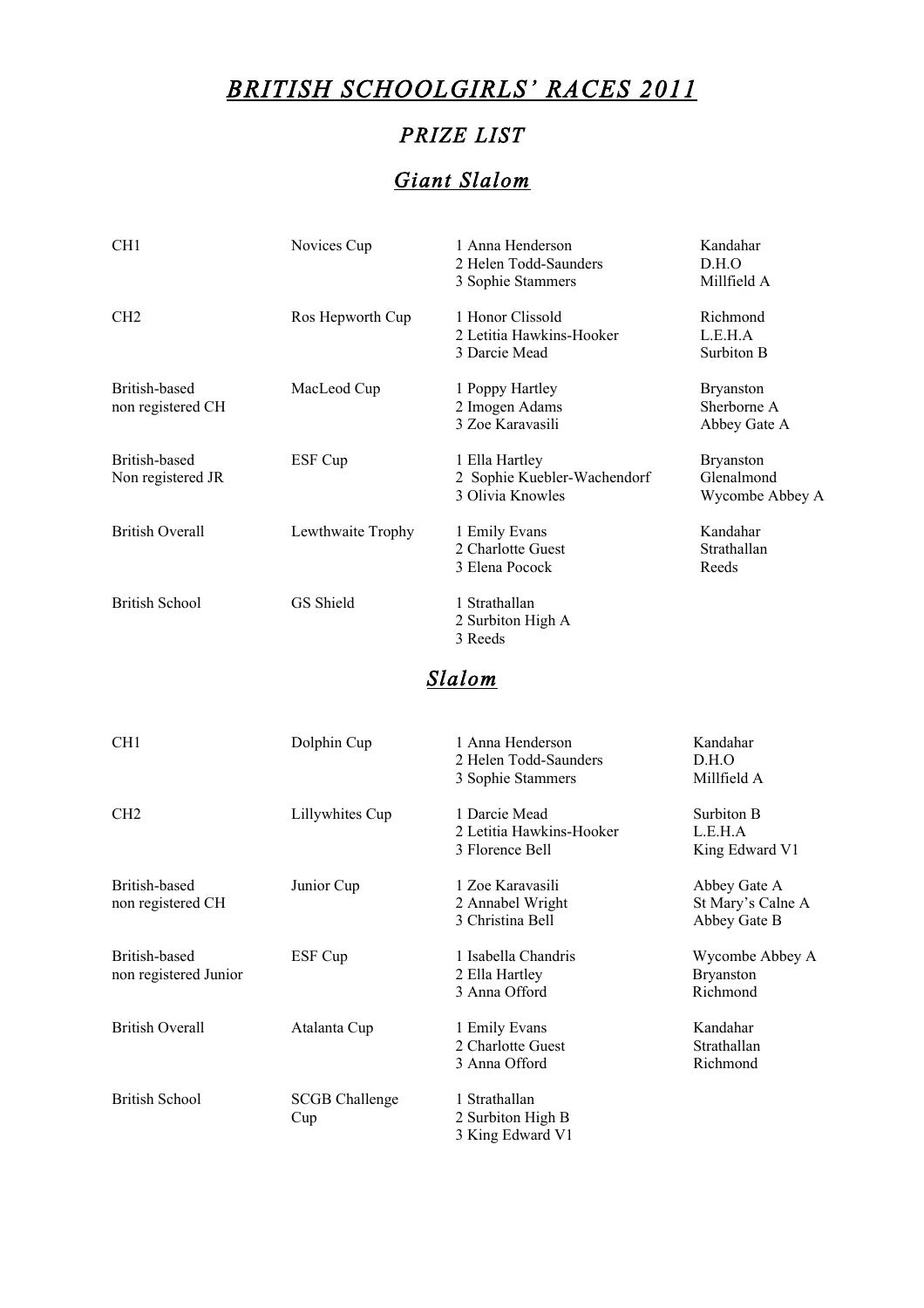# *BRITISH SCHOOLGIRLS' RACES 2011*

## *PRIZE LIST*

## *Giant Slalom*

| Category | Prize | Place / Name | School |
|---|---|---|---|
| CH1 | Novices Cup | 1 Anna Henderson | Kandahar |
| | | 2 Helen Todd-Saunders | D.H.O |
| | | 3 Sophie Stammers | Millfield A |
| CH2 | Ros Hepworth Cup | 1 Honor Clissold | Richmond |
| | | 2 Letitia Hawkins-Hooker | L.E.H.A |
| | | 3 Darcie Mead | Surbiton B |
| British-based non registered CH | MacLeod Cup | 1 Poppy Hartley | Bryanston |
| | | 2 Imogen Adams | Sherborne A |
| | | 3 Zoe Karavasili | Abbey Gate A |
| British-based Non registered JR | ESF Cup | 1 Ella Hartley | Bryanston |
| | | 2 Sophie Kuebler-Wachendorf | Glenalmond |
| | | 3 Olivia Knowles | Wycombe Abbey A |
| British Overall | Lewthwaite Trophy | 1 Emily Evans | Kandahar |
| | | 2 Charlotte Guest | Strathallan |
| | | 3 Elena Pocock | Reeds |
| British School | GS Shield | 1 Strathallan | |
| | | 2 Surbiton High A | |
| | | 3 Reeds | |

## *Slalom*

| Category | Prize | Place / Name | School |
|---|---|---|---|
| CH1 | Dolphin Cup | 1 Anna Henderson | Kandahar |
| | | 2 Helen Todd-Saunders | D.H.O |
| | | 3 Sophie Stammers | Millfield A |
| CH2 | Lillywhites Cup | 1 Darcie Mead | Surbiton B |
| | | 2 Letitia Hawkins-Hooker | L.E.H.A |
| | | 3 Florence Bell | King Edward V1 |
| British-based non registered CH | Junior Cup | 1 Zoe Karavasili | Abbey Gate A |
| | | 2 Annabel Wright | St Mary's Calne A |
| | | 3 Christina Bell | Abbey Gate B |
| British-based non registered Junior | ESF Cup | 1 Isabella Chandris | Wycombe Abbey A |
| | | 2 Ella Hartley | Bryanston |
| | | 3 Anna Offord | Richmond |
| British Overall | Atalanta Cup | 1 Emily Evans | Kandahar |
| | | 2 Charlotte Guest | Strathallan |
| | | 3 Anna Offord | Richmond |
| British School | SCGB Challenge Cup | 1 Strathallan | |
| | | 2 Surbiton High B | |
| | | 3 King Edward V1 | |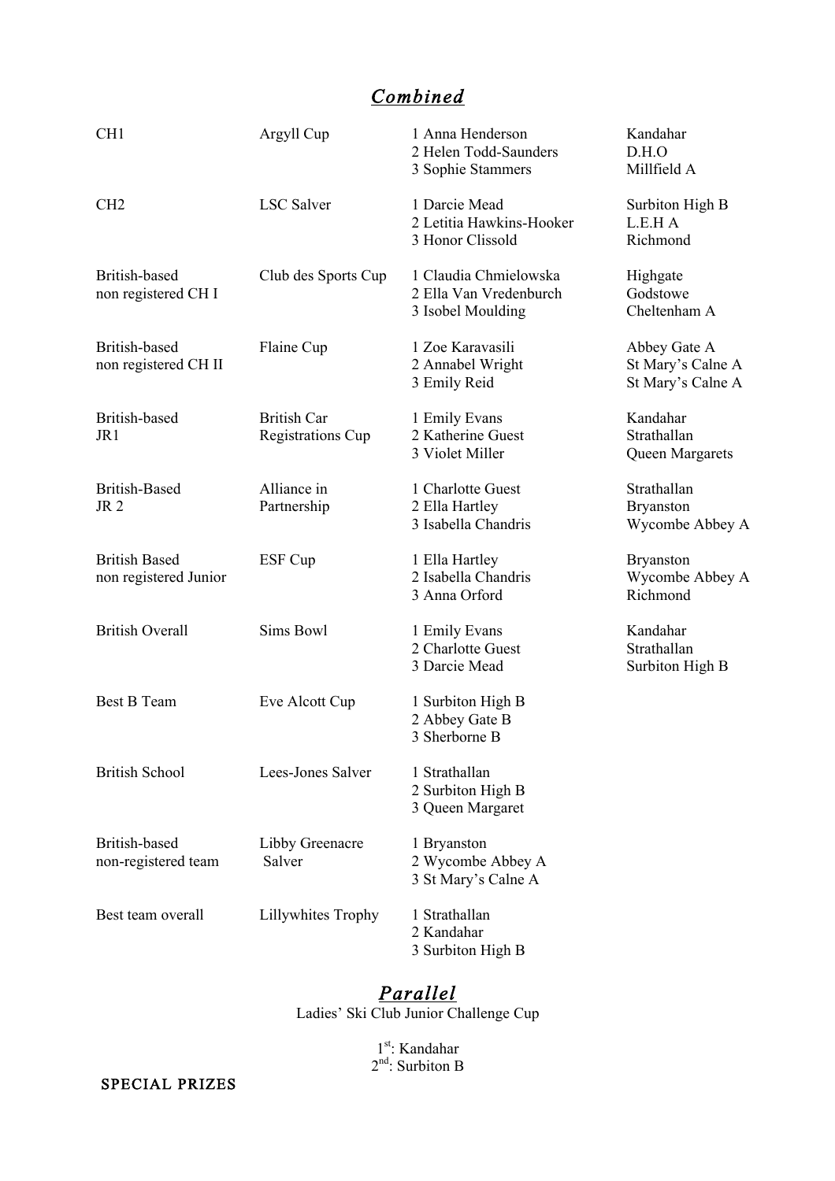# *Combined*

| Category | Trophy | Result | Club/School |
|---|---|---|---|
| CH1 | Argyll Cup | 1 Anna Henderson | Kandahar |
| | | 2 Helen Todd-Saunders | D.H.O |
| | | 3 Sophie Stammers | Millfield A |
| CH2 | LSC Salver | 1 Darcie Mead | Surbiton High B |
| | | 2 Letitia Hawkins-Hooker | L.E.H A |
| | | 3 Honor Clissold | Richmond |
| British-based non registered CH I | Club des Sports Cup | 1 Claudia Chmielowska | Highgate |
| | | 2 Ella Van Vredenburch | Godstowe |
| | | 3 Isobel Moulding | Cheltenham A |
| British-based non registered CH II | Flaine Cup | 1 Zoe Karavasili | Abbey Gate A |
| | | 2 Annabel Wright | St Mary's Calne A |
| | | 3 Emily Reid | St Mary's Calne A |
| British-based JR1 | British Car Registrations Cup | 1 Emily Evans | Kandahar |
| | | 2 Katherine Guest | Strathallan |
| | | 3 Violet Miller | Queen Margarets |
| British-Based JR 2 | Alliance in Partnership | 1 Charlotte Guest | Strathallan |
| | | 2 Ella Hartley | Bryanston |
| | | 3 Isabella Chandris | Wycombe Abbey A |
| British Based non registered Junior | ESF Cup | 1 Ella Hartley | Bryanston |
| | | 2 Isabella Chandris | Wycombe Abbey A |
| | | 3 Anna Orford | Richmond |
| British Overall | Sims Bowl | 1 Emily Evans | Kandahar |
| | | 2 Charlotte Guest | Strathallan |
| | | 3 Darcie Mead | Surbiton High B |
| Best B Team | Eve Alcott Cup | 1 Surbiton High B | |
| | | 2 Abbey Gate B | |
| | | 3 Sherborne B | |
| British School | Lees-Jones Salver | 1 Strathallan | |
| | | 2 Surbiton High B | |
| | | 3 Queen Margaret | |
| British-based non-registered team | Libby Greenacre Salver | 1 Bryanston | |
| | | 2 Wycombe Abbey A | |
| | | 3 St Mary's Calne A | |
| Best team overall | Lillywhites Trophy | 1 Strathallan | |
| | | 2 Kandahar | |
| | | 3 Surbiton High B | |

# *Parallel*

Ladies' Ski Club Junior Challenge Cup

1st: Kandahar
2nd: Surbiton B

SPECIAL PRIZES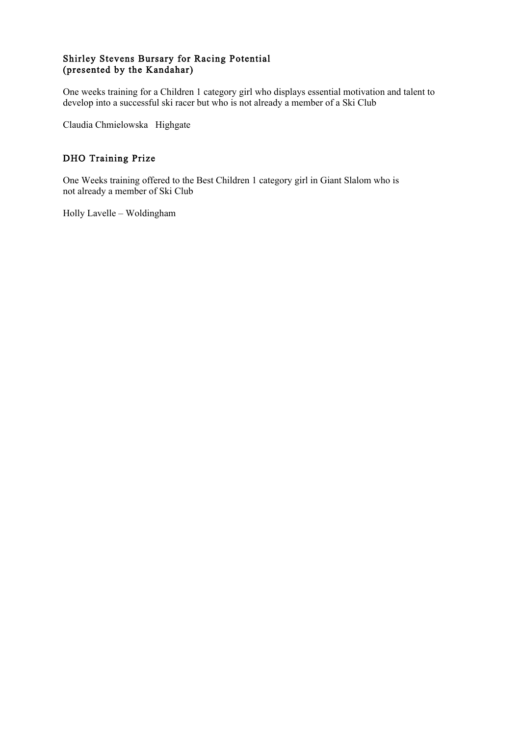### Shirley Stevens Bursary for Racing Potential
### (presented by the Kandahar)

One weeks training for a Children 1 category girl who displays essential motivation and talent to develop into a successful ski racer but who is not already a member of a Ski Club

Claudia Chmielowska Highgate

### DHO Training Prize

One Weeks training offered to the Best Children 1 category girl in Giant Slalom who is not already a member of Ski Club

Holly Lavelle – Woldingham